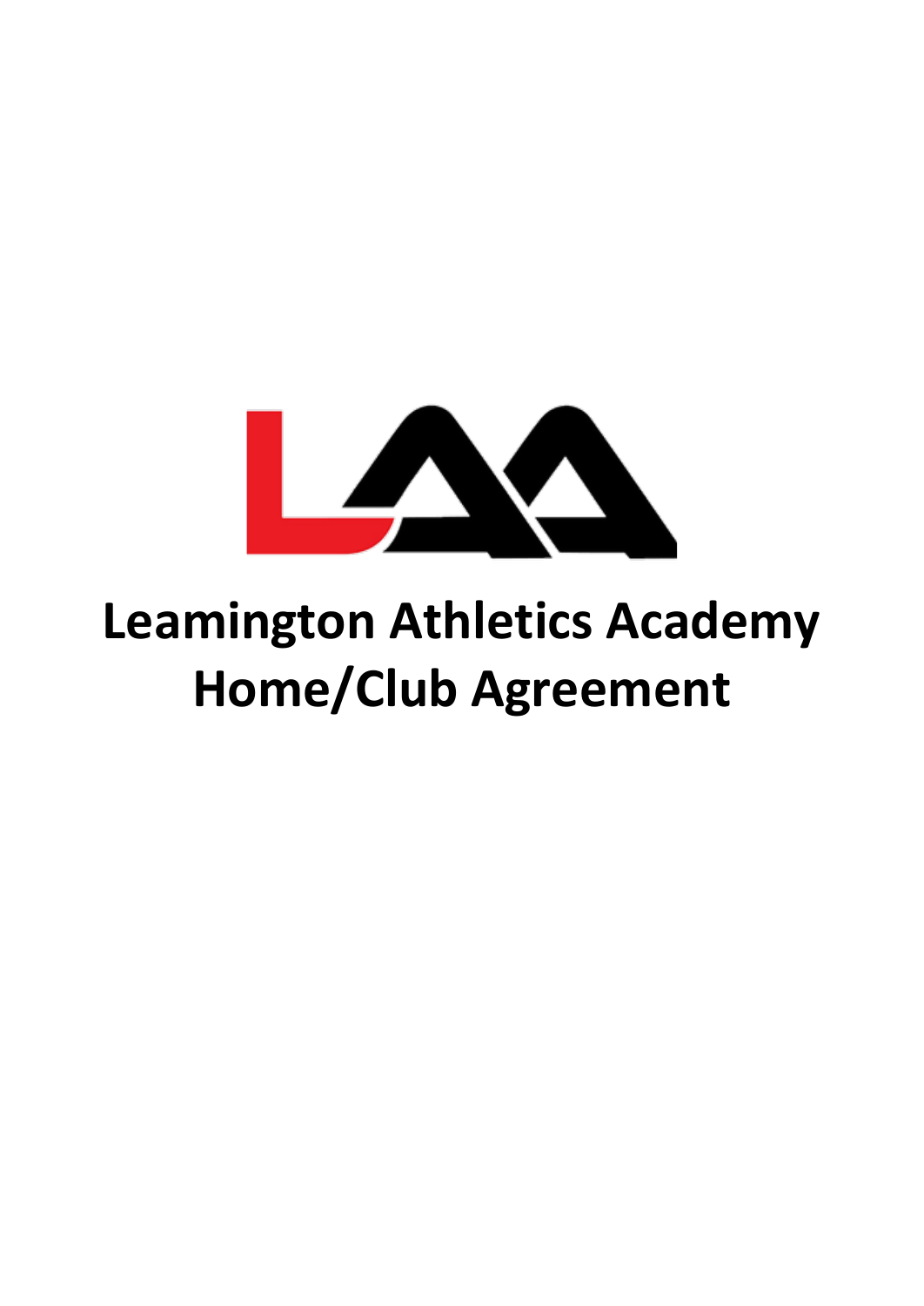# Leamington Athletics Academy Home/Club Agreement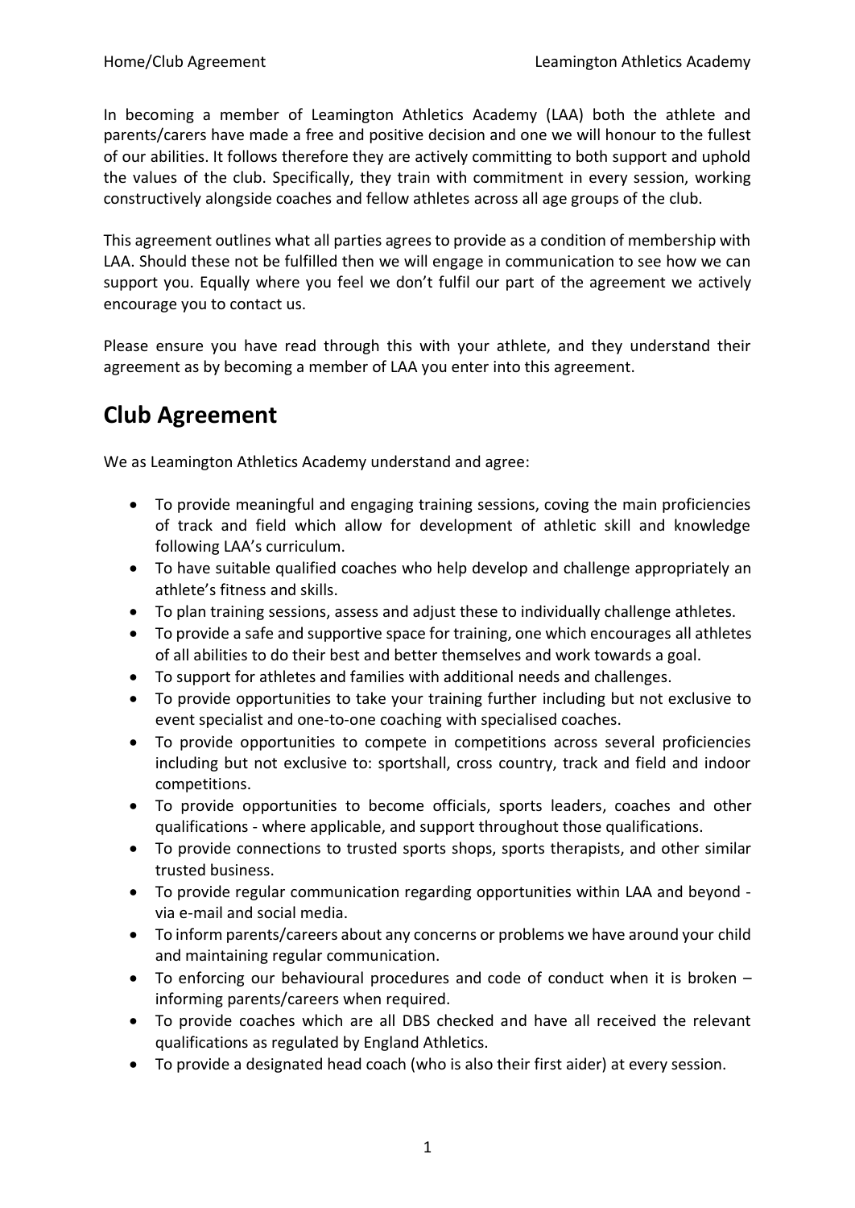In becoming a member of Leamington Athletics Academy (LAA) both the athlete and parents/carers have made a free and positive decision and one we will honour to the fullest of our abilities. It follows therefore they are actively committing to both support and uphold the values of the club. Specifically, they train with commitment in every session, working constructively alongside coaches and fellow athletes across all age groups of the club.

This agreement outlines what all parties agrees to provide as a condition of membership with LAA. Should these not be fulfilled then we will engage in communication to see how we can support you. Equally where you feel we don't fulfil our part of the agreement we actively encourage you to contact us.

Please ensure you have read through this with your athlete, and they understand their agreement as by becoming a member of LAA you enter into this agreement.

## Club Agreement

We as Leamington Athletics Academy understand and agree:

- To provide meaningful and engaging training sessions, coving the main proficiencies of track and field which allow for development of athletic skill and knowledge following LAA's curriculum.
- To have suitable qualified coaches who help develop and challenge appropriately an athlete's fitness and skills.
- To plan training sessions, assess and adjust these to individually challenge athletes.
- To provide a safe and supportive space for training, one which encourages all athletes of all abilities to do their best and better themselves and work towards a goal.
- To support for athletes and families with additional needs and challenges.
- To provide opportunities to take your training further including but not exclusive to event specialist and one-to-one coaching with specialised coaches.
- To provide opportunities to compete in competitions across several proficiencies including but not exclusive to: sportshall, cross country, track and field and indoor competitions.
- To provide opportunities to become officials, sports leaders, coaches and other qualifications - where applicable, and support throughout those qualifications.
- To provide connections to trusted sports shops, sports therapists, and other similar trusted business.
- To provide regular communication regarding opportunities within LAA and beyond - via e-mail and social media.
- To inform parents/careers about any concerns or problems we have around your child and maintaining regular communication.
- To enforcing our behavioural procedures and code of conduct when it is broken – informing parents/careers when required.
- To provide coaches which are all DBS checked and have all received the relevant qualifications as regulated by England Athletics.
- To provide a designated head coach (who is also their first aider) at every session.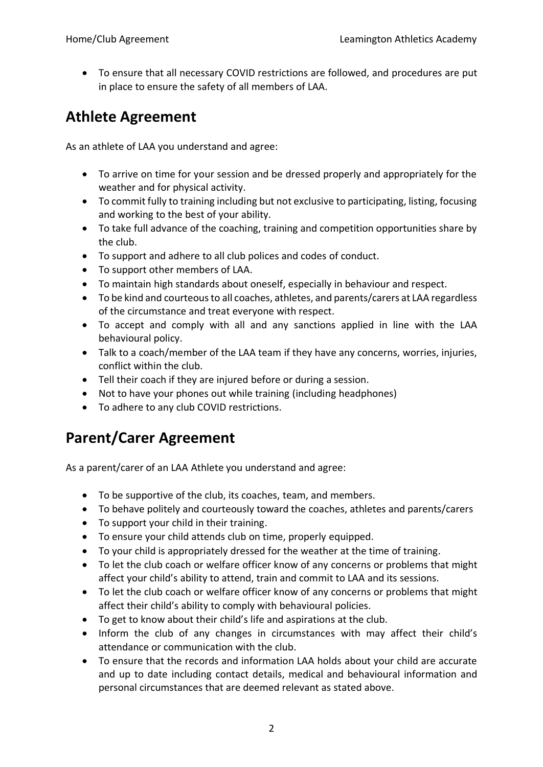- To ensure that all necessary COVID restrictions are followed, and procedures are put in place to ensure the safety of all members of LAA.

## Athlete Agreement

As an athlete of LAA you understand and agree:

- To arrive on time for your session and be dressed properly and appropriately for the weather and for physical activity.
- To commit fully to training including but not exclusive to participating, listing, focusing and working to the best of your ability.
- To take full advance of the coaching, training and competition opportunities share by the club.
- To support and adhere to all club polices and codes of conduct.
- To support other members of LAA.
- To maintain high standards about oneself, especially in behaviour and respect.
- To be kind and courteous to all coaches, athletes, and parents/carers at LAA regardless of the circumstance and treat everyone with respect.
- To accept and comply with all and any sanctions applied in line with the LAA behavioural policy.
- Talk to a coach/member of the LAA team if they have any concerns, worries, injuries, conflict within the club.
- Tell their coach if they are injured before or during a session.
- Not to have your phones out while training (including headphones)
- To adhere to any club COVID restrictions.

## Parent/Carer Agreement

As a parent/carer of an LAA Athlete you understand and agree:

- To be supportive of the club, its coaches, team, and members.
- To behave politely and courteously toward the coaches, athletes and parents/carers
- To support your child in their training.
- To ensure your child attends club on time, properly equipped.
- To your child is appropriately dressed for the weather at the time of training.
- To let the club coach or welfare officer know of any concerns or problems that might affect your child's ability to attend, train and commit to LAA and its sessions.
- To let the club coach or welfare officer know of any concerns or problems that might affect their child's ability to comply with behavioural policies.
- To get to know about their child's life and aspirations at the club.
- Inform the club of any changes in circumstances with may affect their child's attendance or communication with the club.
- To ensure that the records and information LAA holds about your child are accurate and up to date including contact details, medical and behavioural information and personal circumstances that are deemed relevant as stated above.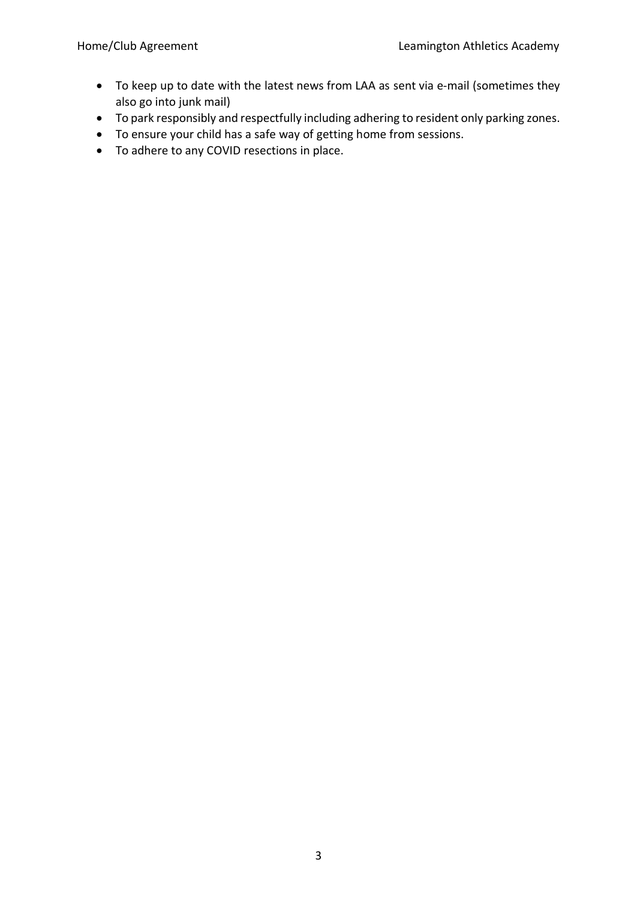- To keep up to date with the latest news from LAA as sent via e-mail (sometimes they also go into junk mail)
- To park responsibly and respectfully including adhering to resident only parking zones.
- To ensure your child has a safe way of getting home from sessions.
- To adhere to any COVID resections in place.